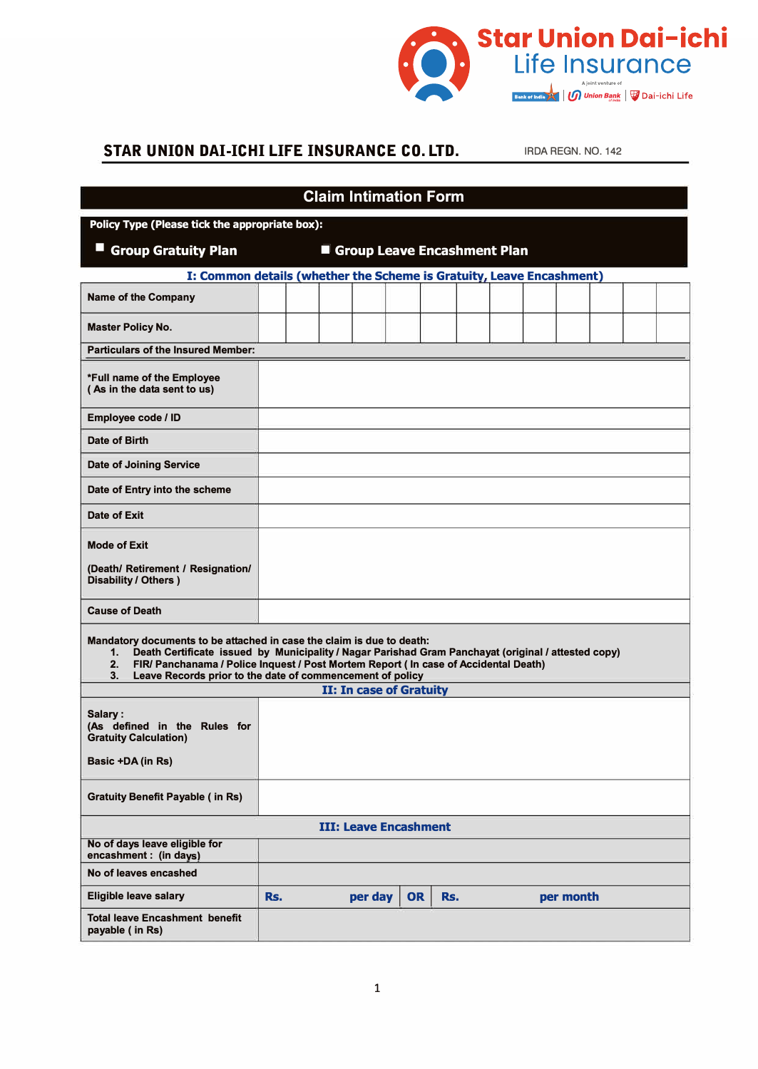Star Union Dai-ichi Life Insurance

A joint venture of Bank of India | Union Bank | Dai-ichi Life

**STAR UNION DAI-ICHI LIFE INSURANCE CO. LTD.** IRDA REGN. NO. 142

# Claim Intimation Form

**Policy Type (Please tick the appropriate box):**

- ☐ **Group Gratuity Plan**
- ☐ **Group Leave Encashment Plan**

## I: Common details (whether the Scheme is Gratuity, Leave Encashment)

| | | | | | | | | | | | | | |
|---|---|---|---|---|---|---|---|---|---|---|---|---|---|
| **Name of the Company** | | | | | | | | | | | | | |
| **Master Policy No.** | | | | | | | | | | | | | |

**Particulars of the Insured Member:**

| | |
|---|---|
| **\*Full name of the Employee ( As in the data sent to us)** | |
| **Employee code / ID** | |
| **Date of Birth** | |
| **Date of Joining Service** | |
| **Date of Entry into the scheme** | |
| **Date of Exit** | |
| **Mode of Exit (Death/ Retirement / Resignation/ Disability / Others )** | |
| **Cause of Death** | |

**Mandatory documents to be attached in case the claim is due to death:**

1. Death Certificate issued by Municipality / Nagar Parishad Gram Panchayat (original / attested copy)
2. FIR/ Panchanama / Police Inquest / Post Mortem Report ( In case of Accidental Death)
3. Leave Records prior to the date of commencement of policy

## II: In case of Gratuity

| | |
|---|---|
| **Salary : (As defined in the Rules for Gratuity Calculation) Basic +DA (in Rs)** | |
| **Gratuity Benefit Payable ( in Rs)** | |

## III: Leave Encashment

| | | | |
|---|---|---|---|
| **No of days leave eligible for encashment : (in days)** | | | |
| **No of leaves encashed** | | | |
| **Eligible leave salary** | **Rs. per day** | **OR** | **Rs. per month** |
| **Total leave Encashment benefit payable ( in Rs)** | | | |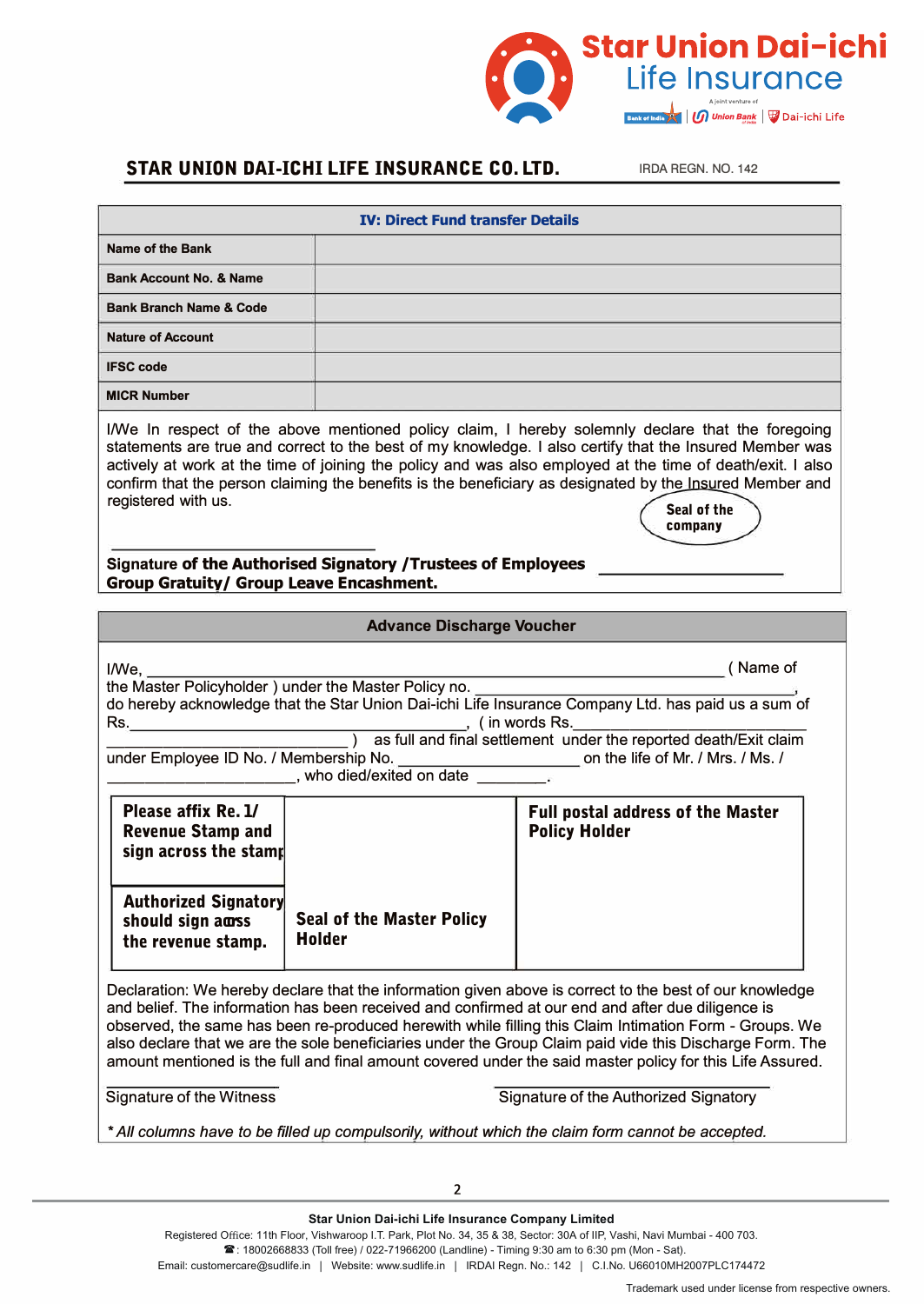**STAR UNION DAI-ICHI LIFE INSURANCE CO. LTD.** IRDA REGN. NO. 142

| IV: Direct Fund transfer Details | |
|---|---|
| Name of the Bank | |
| Bank Account No. & Name | |
| Bank Branch Name & Code | |
| Nature of Account | |
| IFSC code | |
| MICR Number | |

I/We In respect of the above mentioned policy claim, I hereby solemnly declare that the foregoing statements are true and correct to the best of my knowledge. I also certify that the Insured Member was actively at work at the time of joining the policy and was also employed at the time of death/exit. I also confirm that the person claiming the benefits is the beneficiary as designated by the Insured Member and registered with us.

Seal of the company

______________________________

**Signature of the Authorised Signatory /Trustees of Employees Group Gratuity/ Group Leave Encashment.** ____________________

## Advance Discharge Voucher

I/We, ______________________________________________________ ( Name of the Master Policyholder ) under the Master Policy no. ___________________________________, do hereby acknowledge that the Star Union Dai-ichi Life Insurance Company Ltd. has paid us a sum of Rs.______________________________________, ( in words Rs.___________________________ ___________________________ ) as full and final settlement under the reported death/Exit claim under Employee ID No. / Membership No. ____________________ on the life of Mr. / Mrs. / Ms. / ________________________, who died/exited on date ________.

| | | |
|---|---|---|
| **Please affix Re. 1/ Revenue Stamp and sign across the stamp** | | **Full postal address of the Master Policy Holder** |
| **Authorized Signatory should sign across the revenue stamp.** | **Seal of the Master Policy Holder** | |

Declaration: We hereby declare that the information given above is correct to the best of our knowledge and belief. The information has been received and confirmed at our end and after due diligence is observed, the same has been re-produced herewith while filling this Claim Intimation Form - Groups. We also declare that we are the sole beneficiaries under the Group Claim paid vide this Discharge Form. The amount mentioned is the full and final amount covered under the said master policy for this Life Assured.

____________________ ____________________

Signature of the Witness Signature of the Authorized Signatory

*\* All columns have to be filled up compulsorily, without which the claim form cannot be accepted.*

Star Union Dai-ichi Life Insurance Company Limited

Registered Office: 11th Floor, Vishwaroop I.T. Park, Plot No. 34, 35 & 38, Sector: 30A of IIP, Vashi, Navi Mumbai - 400 703.

☎: 18002668833 (Toll free) / 022-71966200 (Landline) - Timing 9:30 am to 6:30 pm (Mon - Sat).

Email: customercare@sudlife.in | Website: www.sudlife.in | IRDAI Regn. No.: 142 | C.I.No. U66010MH2007PLC174472

Trademark used under license from respective owners.